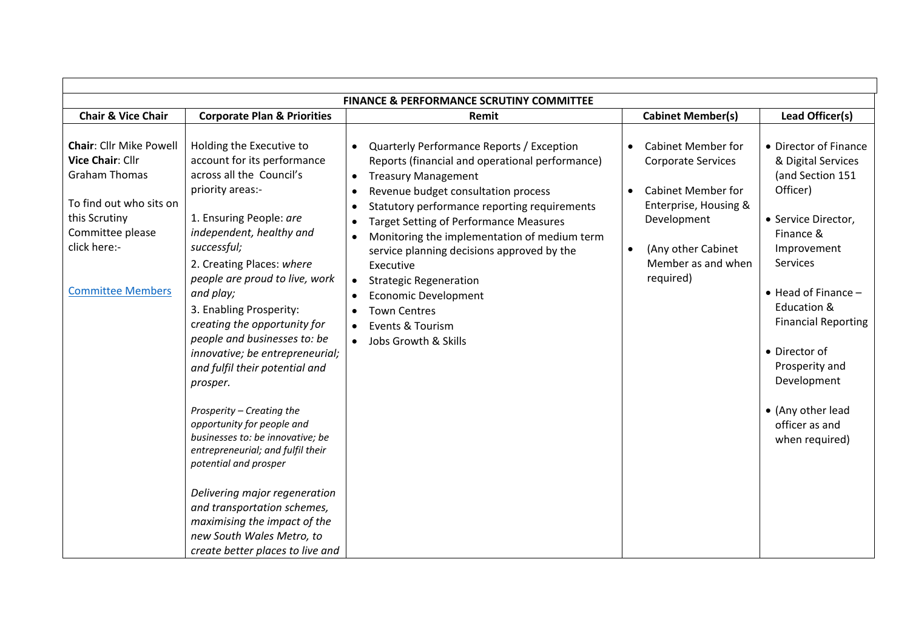| FINANCE & PERFORMANCE SCRUTINY COMMITTEE | | | | |
|---|---|---|---|---|
| **Chair & Vice Chair** | **Corporate Plan & Priorities** | **Remit** | **Cabinet Member(s)** | **Lead Officer(s)** |
| **Chair**: Cllr Mike Powell<br>**Vice Chair**: Cllr Graham Thomas<br><br>To find out who sits on this Scrutiny Committee please click here:-<br><br>[Committee Members]() | Holding the Executive to account for its performance across all the Council's priority areas:-<br><br>1. Ensuring People: *are independent, healthy and successful;*<br>2. Creating Places: *where people are proud to live, work and play;*<br>3. Enabling Prosperity: *creating the opportunity for people and businesses to: be innovative; be entrepreneurial; and fulfil their potential and prosper.*<br><br>*Prosperity – Creating the opportunity for people and businesses to: be innovative; be entrepreneurial; and fulfil their potential and prosper*<br><br>*Delivering major regeneration and transportation schemes, maximising the impact of the new South Wales Metro, to create better places to live and* | • Quarterly Performance Reports / Exception Reports (financial and operational performance)<br>• Treasury Management<br>• Revenue budget consultation process<br>• Statutory performance reporting requirements<br>• Target Setting of Performance Measures<br>• Monitoring the implementation of medium term service planning decisions approved by the Executive<br>• Strategic Regeneration<br>• Economic Development<br>• Town Centres<br>• Events & Tourism<br>• Jobs Growth & Skills | • Cabinet Member for Corporate Services<br><br>• Cabinet Member for Enterprise, Housing & Development<br><br>• (Any other Cabinet Member as and when required) | • Director of Finance & Digital Services (and Section 151 Officer)<br><br>• Service Director, Finance & Improvement Services<br><br>• Head of Finance – Education & Financial Reporting<br><br>• Director of Prosperity and Development<br><br>• (Any other lead officer as and when required) |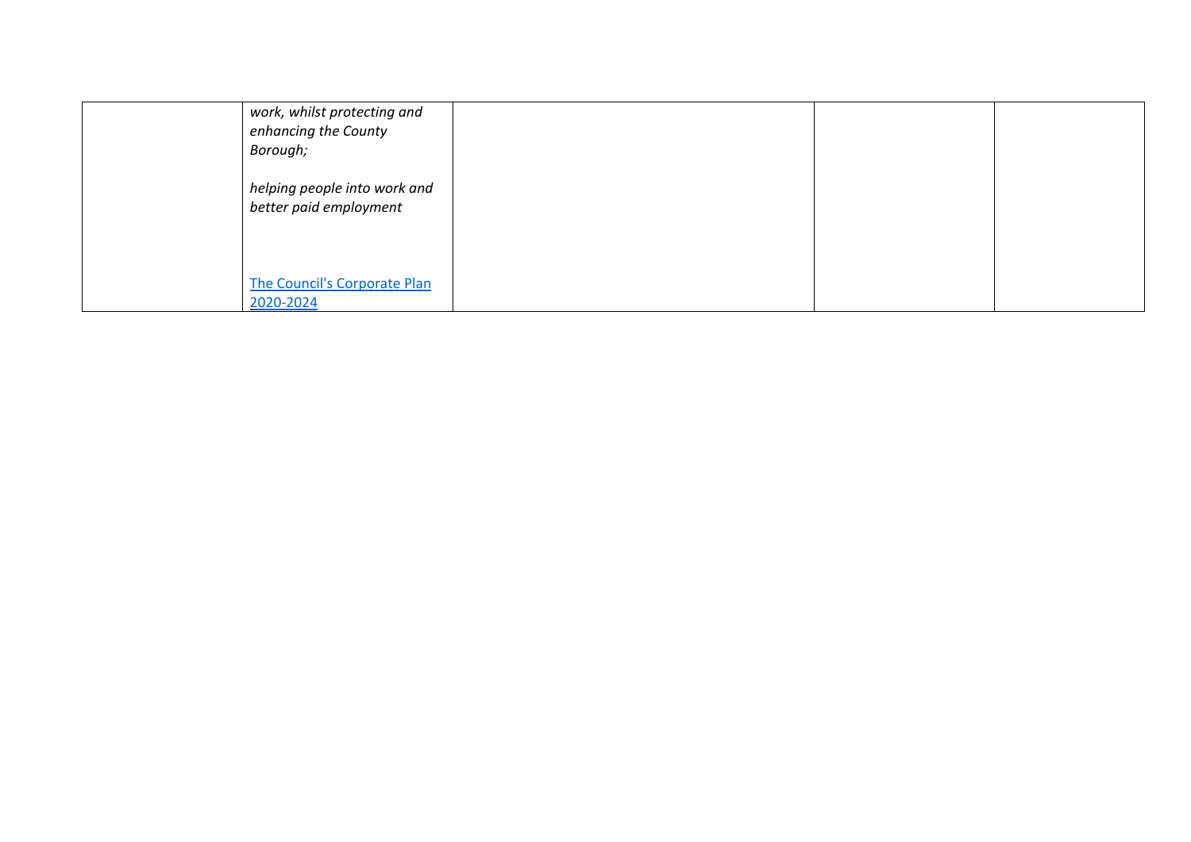| | | | | |
|---|---|---|---|---|
| | *work, whilst protecting and enhancing the County Borough;*<br><br>*helping people into work and better paid employment*<br><br>The Council's Corporate Plan 2020-2024 | | | |